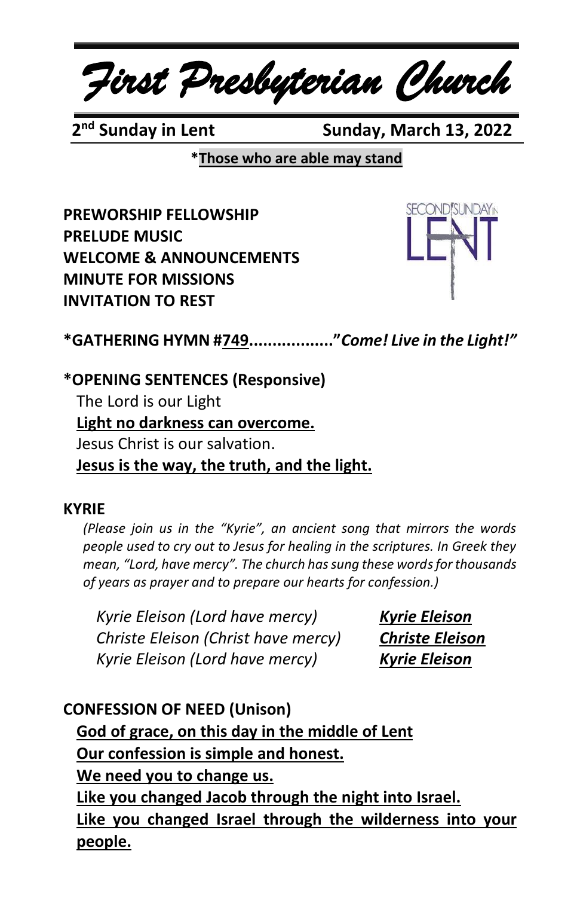# First Presbyterian Church

**2nd Sunday in Lent** **Sunday, March 13, 2022**

***Those who are able may stand**

**PREWORSHIP FELLOWSHIP**
**PRELUDE MUSIC**
**WELCOME & ANNOUNCEMENTS**
**MINUTE FOR MISSIONS**
**INVITATION TO REST**

***GATHERING HYMN #749.................."*Come! Live in the Light!*"**

***OPENING SENTENCES (Responsive)**

The Lord is our Light
**Light no darkness can overcome.**
Jesus Christ is our salvation.
**Jesus is the way, the truth, and the light.**

**KYRIE**

*(Please join us in the "Kyrie", an ancient song that mirrors the words people used to cry out to Jesus for healing in the scriptures. In Greek they mean, "Lord, have mercy". The church has sung these words for thousands of years as prayer and to prepare our hearts for confession.)*

*Kyrie Eleison (Lord have mercy)* ***Kyrie Eleison***
*Christe Eleison (Christ have mercy)* ***Christe Eleison***
*Kyrie Eleison (Lord have mercy)* ***Kyrie Eleison***

**CONFESSION OF NEED (Unison)**

**God of grace, on this day in the middle of Lent**
**Our confession is simple and honest.**
**We need you to change us.**
**Like you changed Jacob through the night into Israel.**
**Like you changed Israel through the wilderness into your people.**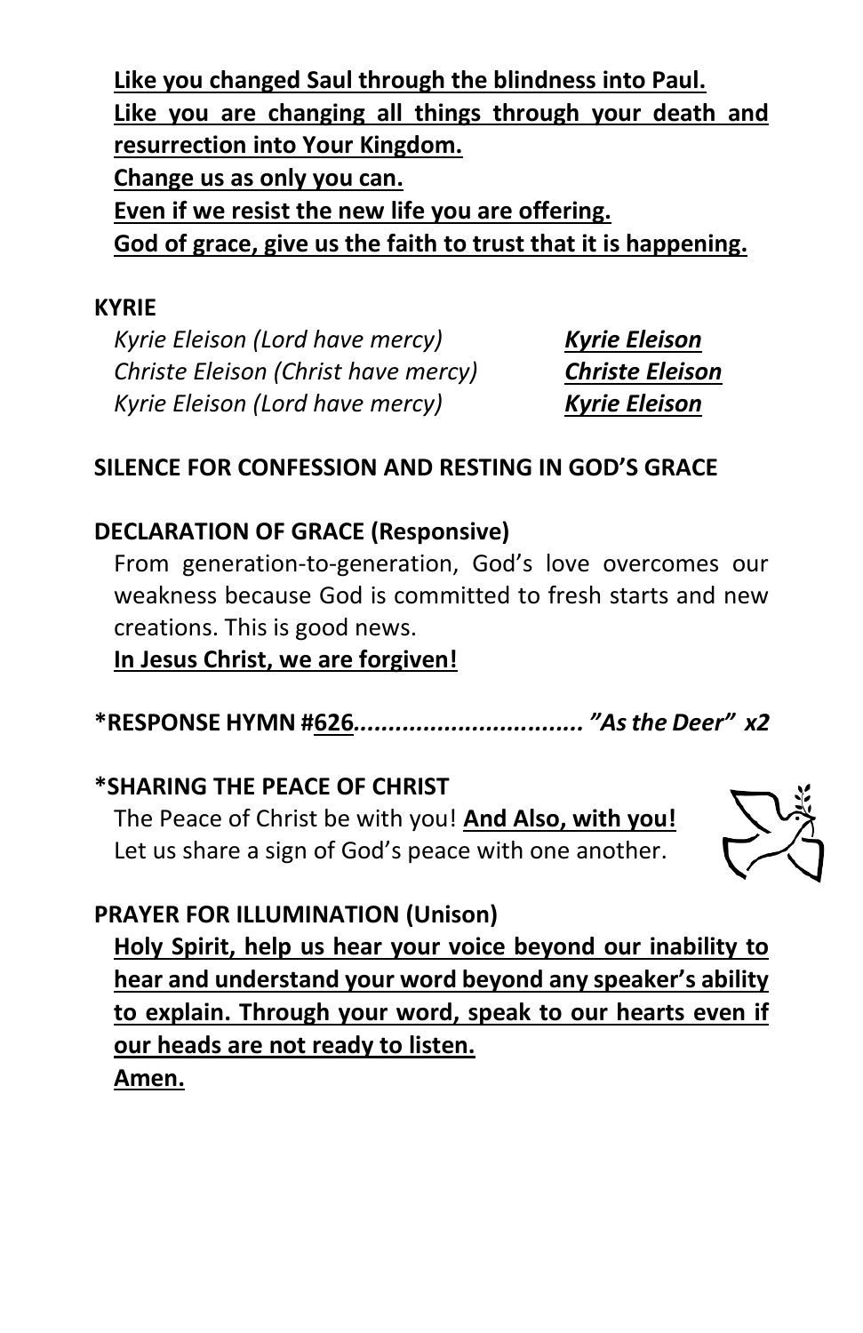**Like you changed Saul through the blindness into Paul.**
**Like you are changing all things through your death and resurrection into Your Kingdom.**
**Change us as only you can.**
**Even if we resist the new life you are offering.**
**God of grace, give us the faith to trust that it is happening.**

**KYRIE**

| | |
|---|---|
| *Kyrie Eleison (Lord have mercy)* | ***Kyrie Eleison*** |
| *Christe Eleison (Christ have mercy)* | ***Christe Eleison*** |
| *Kyrie Eleison (Lord have mercy)* | ***Kyrie Eleison*** |

**SILENCE FOR CONFESSION AND RESTING IN GOD'S GRACE**

**DECLARATION OF GRACE (Responsive)**

From generation-to-generation, God's love overcomes our weakness because God is committed to fresh starts and new creations. This is good news.

**In Jesus Christ, we are forgiven!**

**\*RESPONSE HYMN #626**................................ ***"As the Deer" x2***

**\*SHARING THE PEACE OF CHRIST**

The Peace of Christ be with you! **And Also, with you!**
Let us share a sign of God's peace with one another.

**PRAYER FOR ILLUMINATION (Unison)**

**Holy Spirit, help us hear your voice beyond our inability to hear and understand your word beyond any speaker's ability to explain. Through your word, speak to our hearts even if our heads are not ready to listen.**
**Amen.**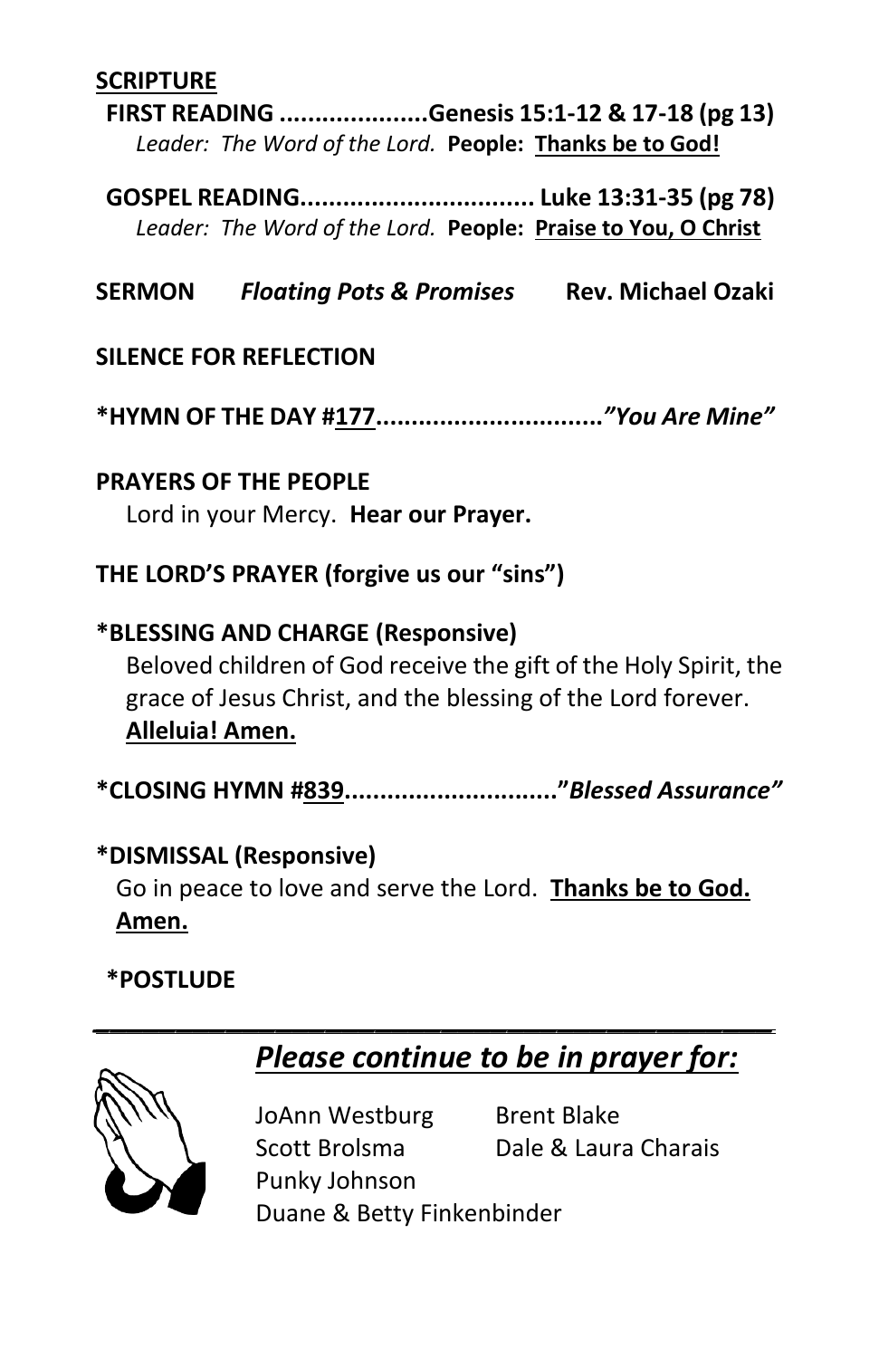**SCRIPTURE**

**FIRST READING .....................Genesis 15:1-12 & 17-18 (pg 13)**
*Leader: The Word of the Lord.* **People: Thanks be to God!**

**GOSPEL READING................................. Luke 13:31-35 (pg 78)**
*Leader: The Word of the Lord.* **People: Praise to You, O Christ**

**SERMON** ***Floating Pots & Promises*** **Rev. Michael Ozaki**

**SILENCE FOR REFLECTION**

**\*HYMN OF THE DAY #177................................*"You Are Mine"***

**PRAYERS OF THE PEOPLE**
Lord in your Mercy. **Hear our Prayer.**

**THE LORD'S PRAYER (forgive us our "sins")**

**\*BLESSING AND CHARGE (Responsive)**
Beloved children of God receive the gift of the Holy Spirit, the grace of Jesus Christ, and the blessing of the Lord forever. **Alleluia! Amen.**

**\*CLOSING HYMN #839.............................."*Blessed Assurance"***

**\*DISMISSAL (Responsive)**
Go in peace to love and serve the Lord. **Thanks be to God. Amen.**

**\*POSTLUDE**

---

***Please continue to be in prayer for:***

JoAnn Westburg
Brent Blake
Scott Brolsma
Dale & Laura Charais
Punky Johnson
Duane & Betty Finkenbinder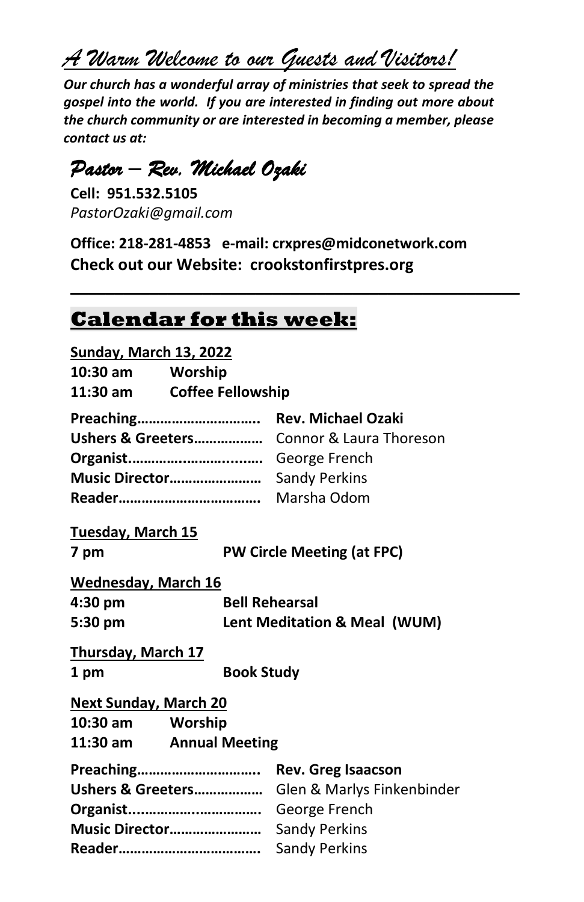# *A Warm Welcome to our Guests and Visitors!*

***Our church has a wonderful array of ministries that seek to spread the gospel into the world. If you are interested in finding out more about the church community or are interested in becoming a member, please contact us at:***

## *Pastor – Rev. Michael Ozaki*

**Cell: 951.532.5105**
*PastorOzaki@gmail.com*

**Office: 218-281-4853 e-mail: crxpres@midconetwork.com**
**Check out our Website: crookstonfirstpres.org**

---

## Calendar for this week:

**Sunday, March 13, 2022**
**10:30 am** **Worship**
**11:30 am** **Coffee Fellowship**

**Preaching…………………………..** **Rev. Michael Ozaki**
**Ushers & Greeters………………** Connor & Laura Thoreson
**Organist.……………..………...….** George French
**Music Director……………………** Sandy Perkins
**Reader……………………………….** Marsha Odom

**Tuesday, March 15**
**7 pm** **PW Circle Meeting (at FPC)**

**Wednesday, March 16**
**4:30 pm** **Bell Rehearsal**
**5:30 pm** **Lent Meditation & Meal (WUM)**

**Thursday, March 17**
**1 pm** **Book Study**

**Next Sunday, March 20**
**10:30 am** **Worship**
**11:30 am** **Annual Meeting**

**Preaching…………………………..** **Rev. Greg Isaacson**
**Ushers & Greeters………………** Glen & Marlys Finkenbinder
**Organist...……………..………….** George French
**Music Director……………………** Sandy Perkins
**Reader……………………………….** Sandy Perkins